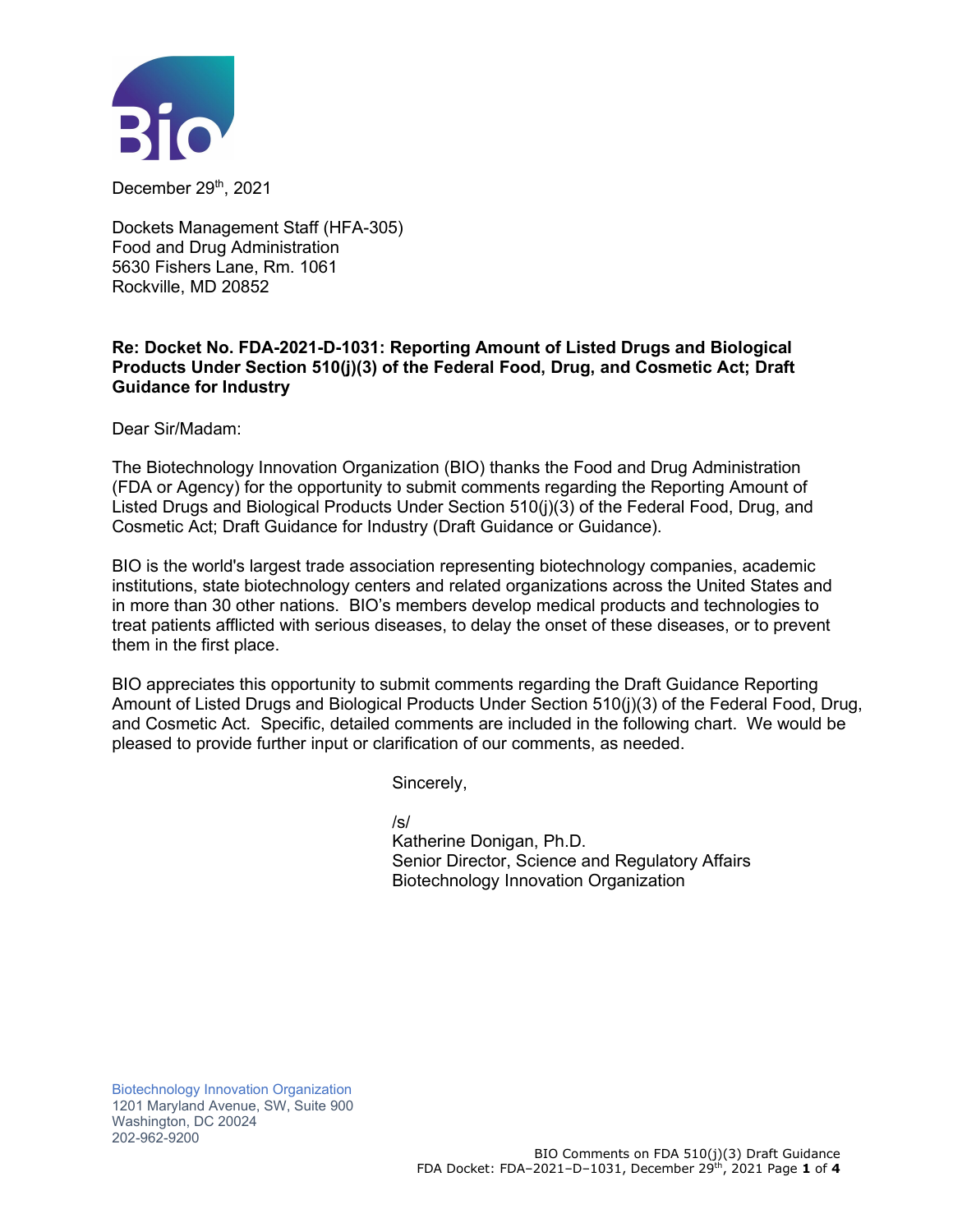December 29th, 2021

Dockets Management Staff (HFA-305)
Food and Drug Administration
5630 Fishers Lane, Rm. 1061
Rockville, MD 20852

**Re: Docket No. FDA-2021-D-1031: Reporting Amount of Listed Drugs and Biological Products Under Section 510(j)(3) of the Federal Food, Drug, and Cosmetic Act; Draft Guidance for Industry**

Dear Sir/Madam:

The Biotechnology Innovation Organization (BIO) thanks the Food and Drug Administration (FDA or Agency) for the opportunity to submit comments regarding the Reporting Amount of Listed Drugs and Biological Products Under Section 510(j)(3) of the Federal Food, Drug, and Cosmetic Act; Draft Guidance for Industry (Draft Guidance or Guidance).

BIO is the world's largest trade association representing biotechnology companies, academic institutions, state biotechnology centers and related organizations across the United States and in more than 30 other nations. BIO's members develop medical products and technologies to treat patients afflicted with serious diseases, to delay the onset of these diseases, or to prevent them in the first place.

BIO appreciates this opportunity to submit comments regarding the Draft Guidance Reporting Amount of Listed Drugs and Biological Products Under Section 510(j)(3) of the Federal Food, Drug, and Cosmetic Act. Specific, detailed comments are included in the following chart. We would be pleased to provide further input or clarification of our comments, as needed.

Sincerely,

/s/
Katherine Donigan, Ph.D.
Senior Director, Science and Regulatory Affairs
Biotechnology Innovation Organization

Biotechnology Innovation Organization
1201 Maryland Avenue, SW, Suite 900
Washington, DC 20024
202-962-9200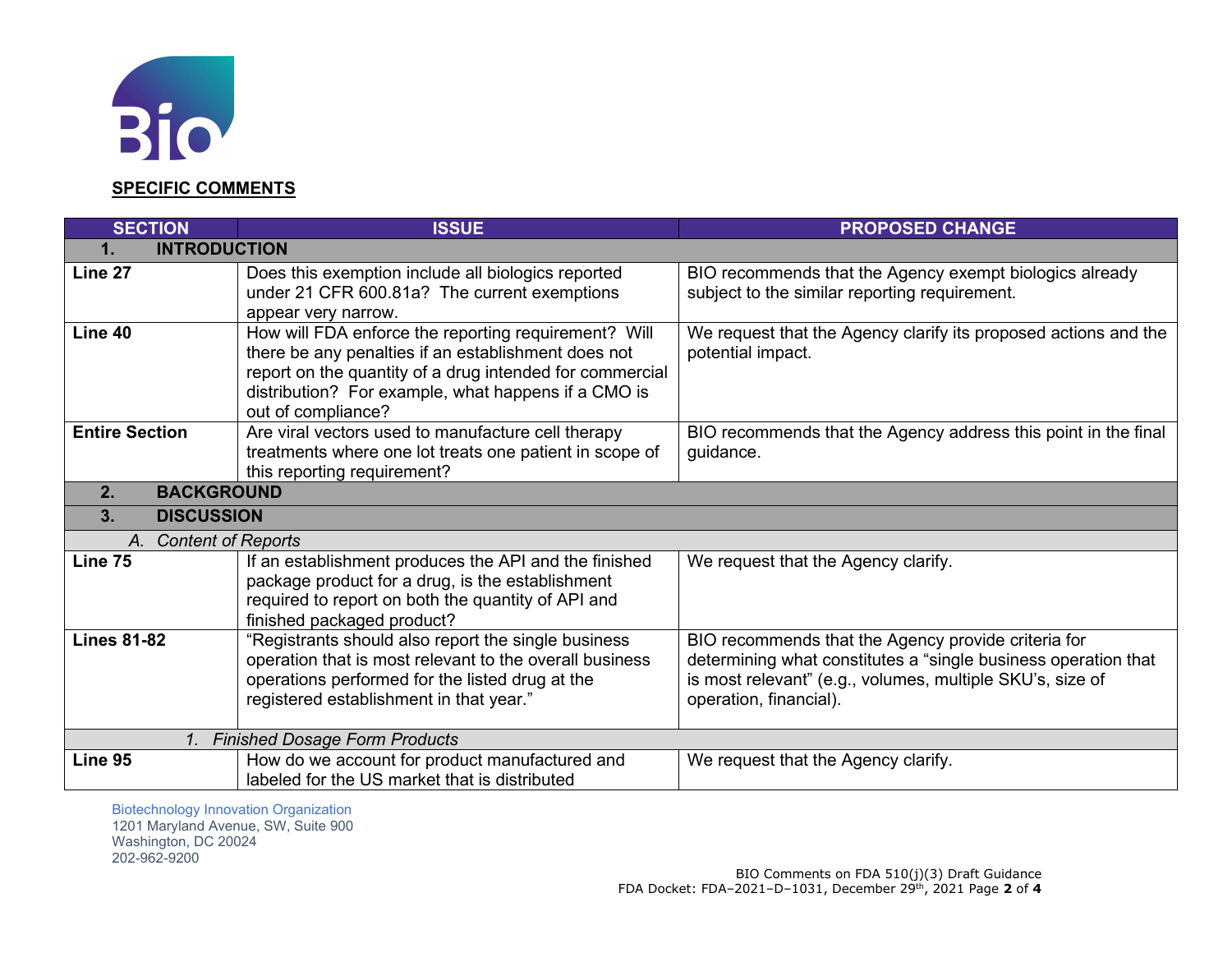## SPECIFIC COMMENTS

| SECTION | ISSUE | PROPOSED CHANGE |
|---|---|---|
| **1. INTRODUCTION** | | |
| **Line 27** | Does this exemption include all biologics reported under 21 CFR 600.81a? The current exemptions appear very narrow. | BIO recommends that the Agency exempt biologics already subject to the similar reporting requirement. |
| **Line 40** | How will FDA enforce the reporting requirement? Will there be any penalties if an establishment does not report on the quantity of a drug intended for commercial distribution? For example, what happens if a CMO is out of compliance? | We request that the Agency clarify its proposed actions and the potential impact. |
| **Entire Section** | Are viral vectors used to manufacture cell therapy treatments where one lot treats one patient in scope of this reporting requirement? | BIO recommends that the Agency address this point in the final guidance. |
| **2. BACKGROUND** | | |
| **3. DISCUSSION** | | |
| *A. Content of Reports* | | |
| **Line 75** | If an establishment produces the API and the finished package product for a drug, is the establishment required to report on both the quantity of API and finished packaged product? | We request that the Agency clarify. |
| **Lines 81-82** | "Registrants should also report the single business operation that is most relevant to the overall business operations performed for the listed drug at the registered establishment in that year." | BIO recommends that the Agency provide criteria for determining what constitutes a "single business operation that is most relevant" (e.g., volumes, multiple SKU's, size of operation, financial). |
| *1. Finished Dosage Form Products* | | |
| **Line 95** | How do we account for product manufactured and labeled for the US market that is distributed | We request that the Agency clarify. |

Biotechnology Innovation Organization
1201 Maryland Avenue, SW, Suite 900
Washington, DC 20024
202-962-9200

BIO Comments on FDA 510(j)(3) Draft Guidance
FDA Docket: FDA–2021–D–1031, December 29th, 2021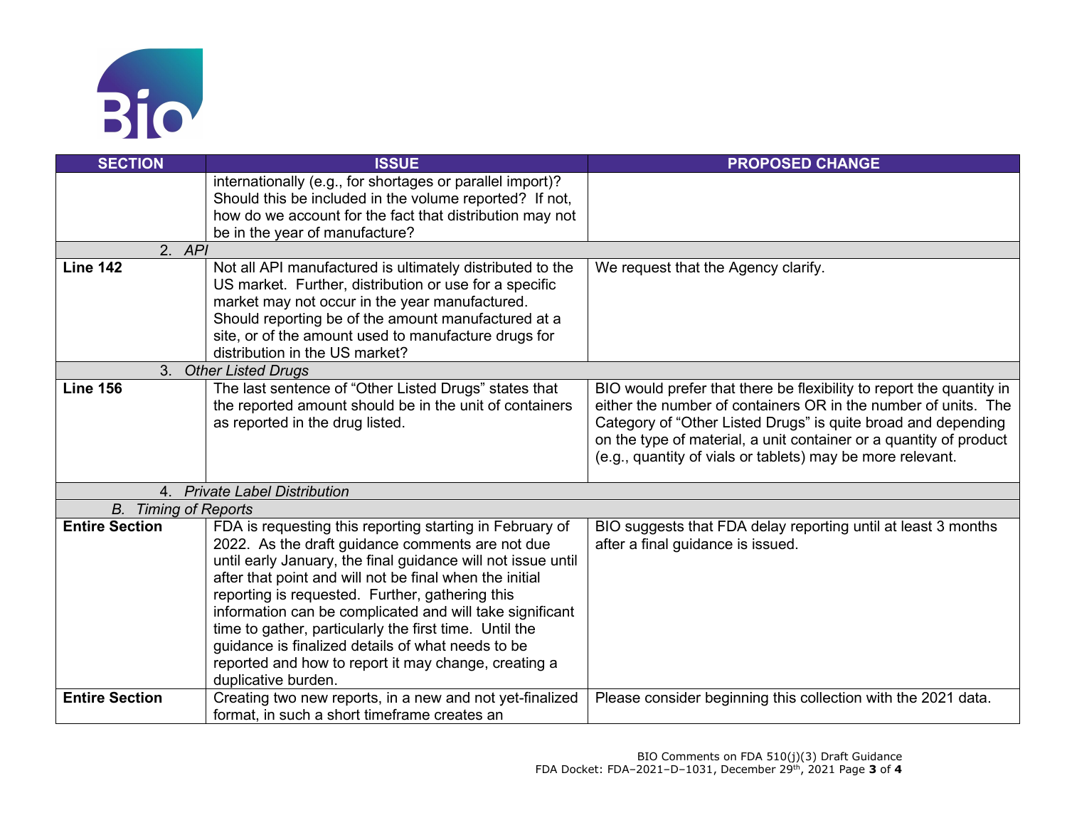| SECTION | ISSUE | PROPOSED CHANGE |
|---|---|---|
| | internationally (e.g., for shortages or parallel import)? Should this be included in the volume reported? If not, how do we account for the fact that distribution may not be in the year of manufacture? | |
| 2. *API* | | |
| **Line 142** | Not all API manufactured is ultimately distributed to the US market. Further, distribution or use for a specific market may not occur in the year manufactured. Should reporting be of the amount manufactured at a site, or of the amount used to manufacture drugs for distribution in the US market? | We request that the Agency clarify. |
| 3. *Other Listed Drugs* | | |
| **Line 156** | The last sentence of "Other Listed Drugs" states that the reported amount should be in the unit of containers as reported in the drug listed. | BIO would prefer that there be flexibility to report the quantity in either the number of containers OR in the number of units. The Category of "Other Listed Drugs" is quite broad and depending on the type of material, a unit container or a quantity of product (e.g., quantity of vials or tablets) may be more relevant. |
| 4. *Private Label Distribution* | | |
| B. *Timing of Reports* | | |
| **Entire Section** | FDA is requesting this reporting starting in February of 2022. As the draft guidance comments are not due until early January, the final guidance will not issue until after that point and will not be final when the initial reporting is requested. Further, gathering this information can be complicated and will take significant time to gather, particularly the first time. Until the guidance is finalized details of what needs to be reported and how to report it may change, creating a duplicative burden. | BIO suggests that FDA delay reporting until at least 3 months after a final guidance is issued. |
| **Entire Section** | Creating two new reports, in a new and not yet-finalized format, in such a short timeframe creates an | Please consider beginning this collection with the 2021 data. |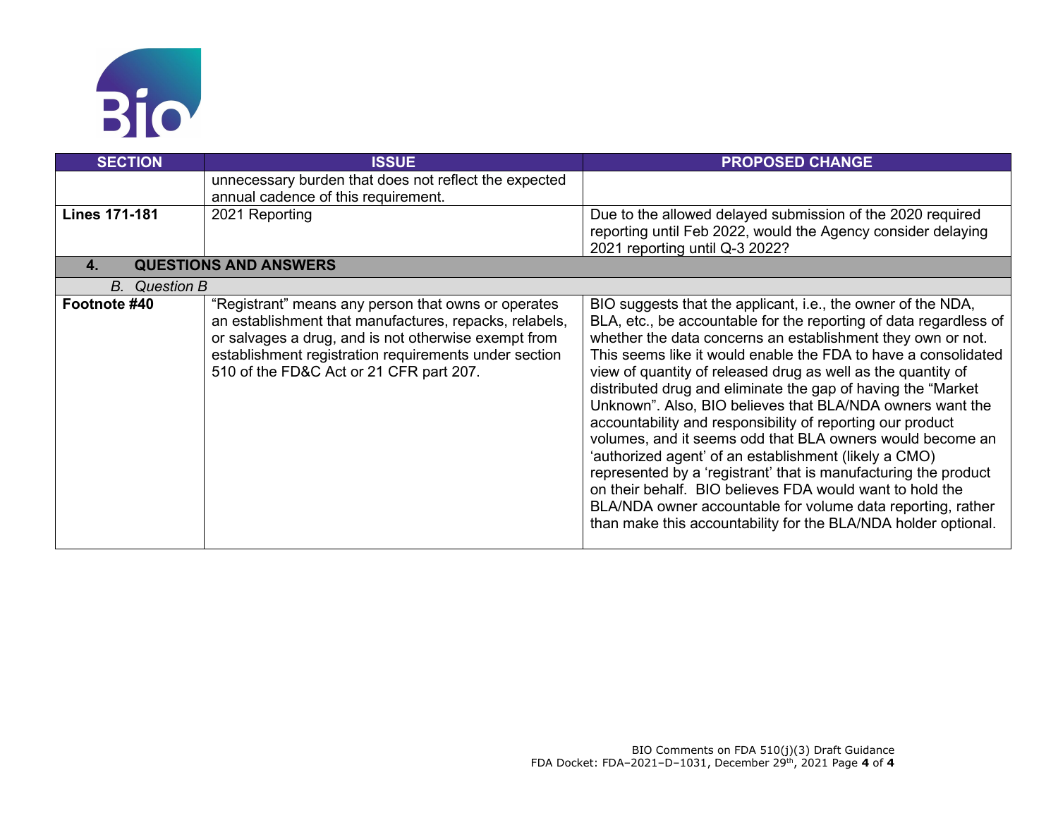| SECTION | ISSUE | PROPOSED CHANGE |
| --- | --- | --- |
| | unnecessary burden that does not reflect the expected annual cadence of this requirement. | |
| **Lines 171-181** | 2021 Reporting | Due to the allowed delayed submission of the 2020 required reporting until Feb 2022, would the Agency consider delaying 2021 reporting until Q-3 2022? |
| **4. QUESTIONS AND ANSWERS** | | |
| *B. Question B* | | |
| **Footnote #40** | "Registrant" means any person that owns or operates an establishment that manufactures, repacks, relabels, or salvages a drug, and is not otherwise exempt from establishment registration requirements under section 510 of the FD&C Act or 21 CFR part 207. | BIO suggests that the applicant, i.e., the owner of the NDA, BLA, etc., be accountable for the reporting of data regardless of whether the data concerns an establishment they own or not. This seems like it would enable the FDA to have a consolidated view of quantity of released drug as well as the quantity of distributed drug and eliminate the gap of having the "Market Unknown". Also, BIO believes that BLA/NDA owners want the accountability and responsibility of reporting our product volumes, and it seems odd that BLA owners would become an 'authorized agent' of an establishment (likely a CMO) represented by a 'registrant' that is manufacturing the product on their behalf. BIO believes FDA would want to hold the BLA/NDA owner accountable for volume data reporting, rather than make this accountability for the BLA/NDA holder optional. |